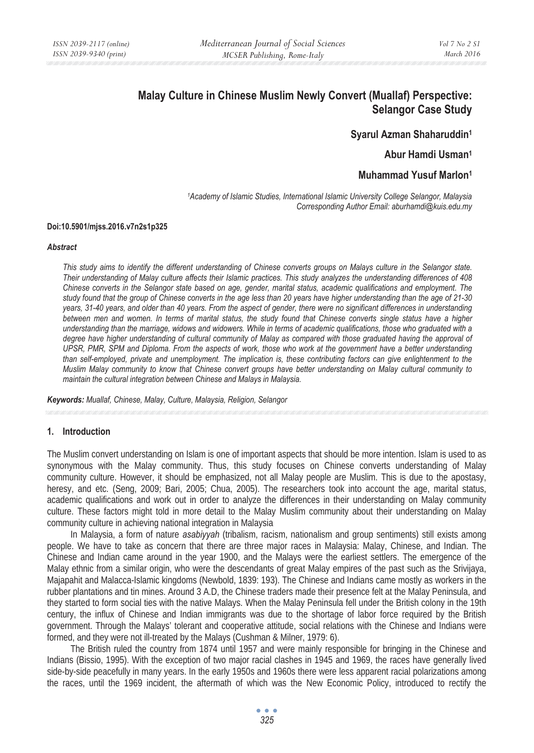# Malay Culture in Chinese Muslim Newly Convert (Muallaf) Perspective: Selangor Case Study

**Syarul Azman Shaharuddin[1]**

**Abur Hamdi Usman[1]**

**Muhammad Yusuf Marlon[1]**

*[1]Academy of Islamic Studies, International Islamic University College Selangor, Malaysia*
*Corresponding Author Email: aburhamdi@kuis.edu.my*

**Doi:10.5901/mjss.2016.v7n2s1p325**

### *Abstract*

*This study aims to identify the different understanding of Chinese converts groups on Malays culture in the Selangor state. Their understanding of Malay culture affects their Islamic practices. This study analyzes the understanding differences of 408 Chinese converts in the Selangor state based on age, gender, marital status, academic qualifications and employment. The study found that the group of Chinese converts in the age less than 20 years have higher understanding than the age of 21-30 years, 31-40 years, and older than 40 years. From the aspect of gender, there were no significant differences in understanding between men and women. In terms of marital status, the study found that Chinese converts single status have a higher understanding than the marriage, widows and widowers. While in terms of academic qualifications, those who graduated with a degree have higher understanding of cultural community of Malay as compared with those graduated having the approval of UPSR, PMR, SPM and Diploma. From the aspects of work, those who work at the government have a better understanding than self-employed, private and unemployment. The implication is, these contributing factors can give enlightenment to the Muslim Malay community to know that Chinese convert groups have better understanding on Malay cultural community to maintain the cultural integration between Chinese and Malays in Malaysia.*

***Keywords:** Muallaf, Chinese, Malay, Culture, Malaysia, Religion, Selangor*

## 1. Introduction

The Muslim convert understanding on Islam is one of important aspects that should be more intention. Islam is used to as synonymous with the Malay community. Thus, this study focuses on Chinese converts understanding of Malay community culture. However, it should be emphasized, not all Malay people are Muslim. This is due to the apostasy, heresy, and etc. (Seng, 2009; Bari, 2005; Chua, 2005). The researchers took into account the age, marital status, academic qualifications and work out in order to analyze the differences in their understanding on Malay community culture. These factors might told in more detail to the Malay Muslim community about their understanding on Malay community culture in achieving national integration in Malaysia

In Malaysia, a form of nature *asabiyyah* (tribalism, racism, nationalism and group sentiments) still exists among people. We have to take as concern that there are three major races in Malaysia: Malay, Chinese, and Indian. The Chinese and Indian came around in the year 1900, and the Malays were the earliest settlers. The emergence of the Malay ethnic from a similar origin, who were the descendants of great Malay empires of the past such as the Srivijaya, Majapahit and Malacca-Islamic kingdoms (Newbold, 1839: 193). The Chinese and Indians came mostly as workers in the rubber plantations and tin mines. Around 3 A.D, the Chinese traders made their presence felt at the Malay Peninsula, and they started to form social ties with the native Malays. When the Malay Peninsula fell under the British colony in the 19th century, the influx of Chinese and Indian immigrants was due to the shortage of labor force required by the British government. Through the Malays' tolerant and cooperative attitude, social relations with the Chinese and Indians were formed, and they were not ill-treated by the Malays (Cushman & Milner, 1979: 6).

The British ruled the country from 1874 until 1957 and were mainly responsible for bringing in the Chinese and Indians (Bissio, 1995). With the exception of two major racial clashes in 1945 and 1969, the races have generally lived side-by-side peacefully in many years. In the early 1950s and 1960s there were less apparent racial polarizations among the races, until the 1969 incident, the aftermath of which was the New Economic Policy, introduced to rectify the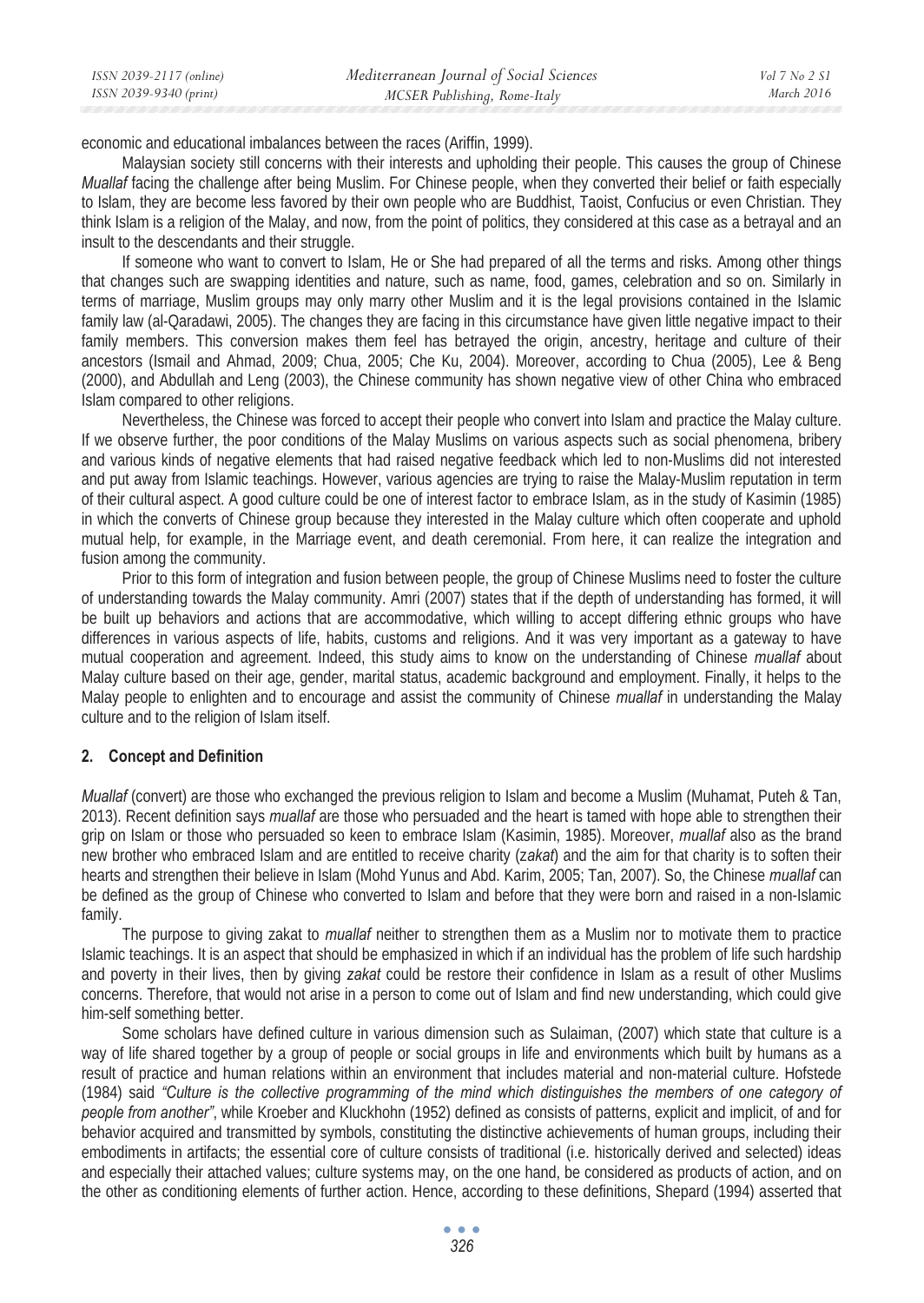economic and educational imbalances between the races (Ariffin, 1999).

Malaysian society still concerns with their interests and upholding their people. This causes the group of Chinese *Muallaf* facing the challenge after being Muslim. For Chinese people, when they converted their belief or faith especially to Islam, they are become less favored by their own people who are Buddhist, Taoist, Confucius or even Christian. They think Islam is a religion of the Malay, and now, from the point of politics, they considered at this case as a betrayal and an insult to the descendants and their struggle.

If someone who want to convert to Islam, He or She had prepared of all the terms and risks. Among other things that changes such are swapping identities and nature, such as name, food, games, celebration and so on. Similarly in terms of marriage, Muslim groups may only marry other Muslim and it is the legal provisions contained in the Islamic family law (al-Qaradawi, 2005). The changes they are facing in this circumstance have given little negative impact to their family members. This conversion makes them feel has betrayed the origin, ancestry, heritage and culture of their ancestors (Ismail and Ahmad, 2009; Chua, 2005; Che Ku, 2004). Moreover, according to Chua (2005), Lee & Beng (2000), and Abdullah and Leng (2003), the Chinese community has shown negative view of other China who embraced Islam compared to other religions.

Nevertheless, the Chinese was forced to accept their people who convert into Islam and practice the Malay culture. If we observe further, the poor conditions of the Malay Muslims on various aspects such as social phenomena, bribery and various kinds of negative elements that had raised negative feedback which led to non-Muslims did not interested and put away from Islamic teachings. However, various agencies are trying to raise the Malay-Muslim reputation in term of their cultural aspect. A good culture could be one of interest factor to embrace Islam, as in the study of Kasimin (1985) in which the converts of Chinese group because they interested in the Malay culture which often cooperate and uphold mutual help, for example, in the Marriage event, and death ceremonial. From here, it can realize the integration and fusion among the community.

Prior to this form of integration and fusion between people, the group of Chinese Muslims need to foster the culture of understanding towards the Malay community. Amri (2007) states that if the depth of understanding has formed, it will be built up behaviors and actions that are accommodative, which willing to accept differing ethnic groups who have differences in various aspects of life, habits, customs and religions. And it was very important as a gateway to have mutual cooperation and agreement. Indeed, this study aims to know on the understanding of Chinese *muallaf* about Malay culture based on their age, gender, marital status, academic background and employment. Finally, it helps to the Malay people to enlighten and to encourage and assist the community of Chinese *muallaf* in understanding the Malay culture and to the religion of Islam itself.

## 2. Concept and Definition

*Muallaf* (convert) are those who exchanged the previous religion to Islam and become a Muslim (Muhamat, Puteh & Tan, 2013). Recent definition says *muallaf* are those who persuaded and the heart is tamed with hope able to strengthen their grip on Islam or those who persuaded so keen to embrace Islam (Kasimin, 1985). Moreover, *muallaf* also as the brand new brother who embraced Islam and are entitled to receive charity (*zakat*) and the aim for that charity is to soften their hearts and strengthen their believe in Islam (Mohd Yunus and Abd. Karim, 2005; Tan, 2007). So, the Chinese *muallaf* can be defined as the group of Chinese who converted to Islam and before that they were born and raised in a non-Islamic family.

The purpose to giving zakat to *muallaf* neither to strengthen them as a Muslim nor to motivate them to practice Islamic teachings. It is an aspect that should be emphasized in which if an individual has the problem of life such hardship and poverty in their lives, then by giving *zakat* could be restore their confidence in Islam as a result of other Muslims concerns. Therefore, that would not arise in a person to come out of Islam and find new understanding, which could give him-self something better.

Some scholars have defined culture in various dimension such as Sulaiman, (2007) which state that culture is a way of life shared together by a group of people or social groups in life and environments which built by humans as a result of practice and human relations within an environment that includes material and non-material culture. Hofstede (1984) said *"Culture is the collective programming of the mind which distinguishes the members of one category of people from another"*, while Kroeber and Kluckhohn (1952) defined as consists of patterns, explicit and implicit, of and for behavior acquired and transmitted by symbols, constituting the distinctive achievements of human groups, including their embodiments in artifacts; the essential core of culture consists of traditional (i.e. historically derived and selected) ideas and especially their attached values; culture systems may, on the one hand, be considered as products of action, and on the other as conditioning elements of further action. Hence, according to these definitions, Shepard (1994) asserted that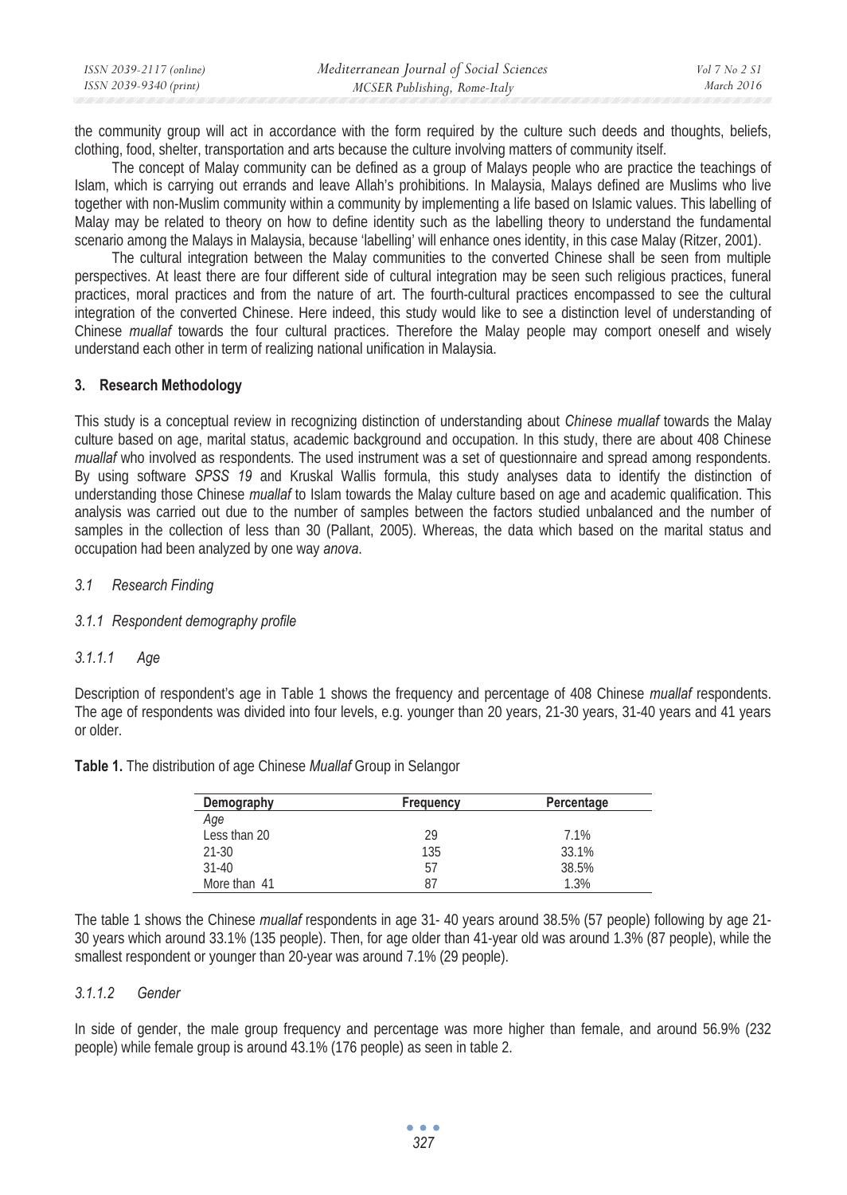the community group will act in accordance with the form required by the culture such deeds and thoughts, beliefs, clothing, food, shelter, transportation and arts because the culture involving matters of community itself.

The concept of Malay community can be defined as a group of Malays people who are practice the teachings of Islam, which is carrying out errands and leave Allah's prohibitions. In Malaysia, Malays defined are Muslims who live together with non-Muslim community within a community by implementing a life based on Islamic values. This labelling of Malay may be related to theory on how to define identity such as the labelling theory to understand the fundamental scenario among the Malays in Malaysia, because 'labelling' will enhance ones identity, in this case Malay (Ritzer, 2001).

The cultural integration between the Malay communities to the converted Chinese shall be seen from multiple perspectives. At least there are four different side of cultural integration may be seen such religious practices, funeral practices, moral practices and from the nature of art. The fourth-cultural practices encompassed to see the cultural integration of the converted Chinese. Here indeed, this study would like to see a distinction level of understanding of Chinese *muallaf* towards the four cultural practices. Therefore the Malay people may comport oneself and wisely understand each other in term of realizing national unification in Malaysia.

## 3. Research Methodology

This study is a conceptual review in recognizing distinction of understanding about *Chinese muallaf* towards the Malay culture based on age, marital status, academic background and occupation. In this study, there are about 408 Chinese *muallaf* who involved as respondents. The used instrument was a set of questionnaire and spread among respondents. By using software *SPSS 19* and Kruskal Wallis formula, this study analyses data to identify the distinction of understanding those Chinese *muallaf* to Islam towards the Malay culture based on age and academic qualification. This analysis was carried out due to the number of samples between the factors studied unbalanced and the number of samples in the collection of less than 30 (Pallant, 2005). Whereas, the data which based on the marital status and occupation had been analyzed by one way *anova*.

### *3.1 Research Finding*

#### *3.1.1 Respondent demography profile*

##### *3.1.1.1 Age*

Description of respondent's age in Table 1 shows the frequency and percentage of 408 Chinese *muallaf* respondents. The age of respondents was divided into four levels, e.g. younger than 20 years, 21-30 years, 31-40 years and 41 years or older.

**Table 1.** The distribution of age Chinese *Muallaf* Group in Selangor

| Demography | Frequency | Percentage |
|---|---|---|
| *Age* | | |
| Less than 20 | 29 | 7.1% |
| 21-30 | 135 | 33.1% |
| 31-40 | 57 | 38.5% |
| More than 41 | 87 | 1.3% |

The table 1 shows the Chinese *muallaf* respondents in age 31- 40 years around 38.5% (57 people) following by age 21-30 years which around 33.1% (135 people). Then, for age older than 41-year old was around 1.3% (87 people), while the smallest respondent or younger than 20-year was around 7.1% (29 people).

##### *3.1.1.2 Gender*

In side of gender, the male group frequency and percentage was more higher than female, and around 56.9% (232 people) while female group is around 43.1% (176 people) as seen in table 2.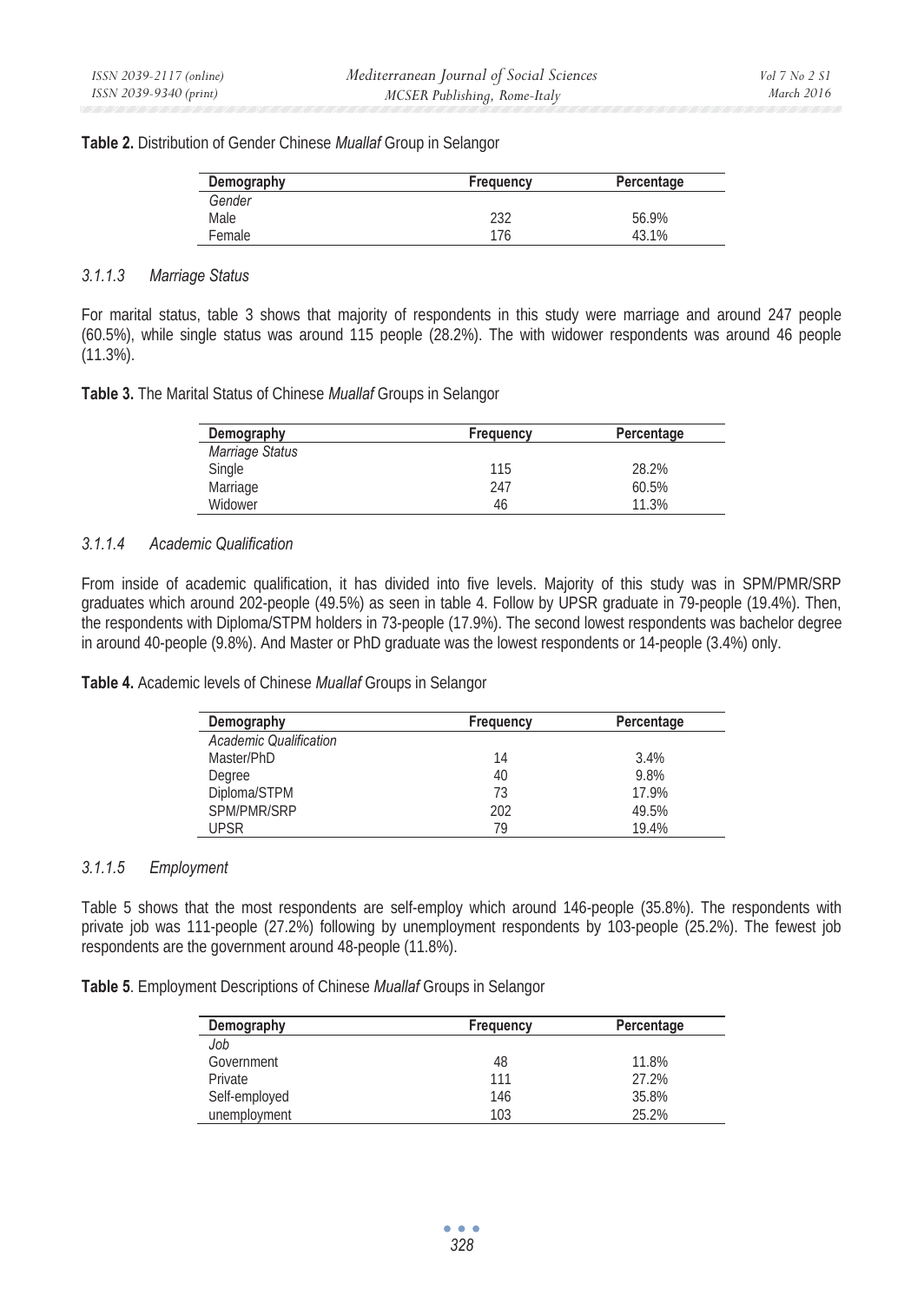**Table 2.** Distribution of Gender Chinese *Muallaf* Group in Selangor

| Demography | Frequency | Percentage |
|---|---|---|
| *Gender* | | |
| Male | 232 | 56.9% |
| Female | 176 | 43.1% |

### *3.1.1.3 Marriage Status*

For marital status, table 3 shows that majority of respondents in this study were marriage and around 247 people (60.5%), while single status was around 115 people (28.2%). The with widower respondents was around 46 people (11.3%).

**Table 3.** The Marital Status of Chinese *Muallaf* Groups in Selangor

| Demography | Frequency | Percentage |
|---|---|---|
| *Marriage Status* | | |
| Single | 115 | 28.2% |
| Marriage | 247 | 60.5% |
| Widower | 46 | 11.3% |

### *3.1.1.4 Academic Qualification*

From inside of academic qualification, it has divided into five levels. Majority of this study was in SPM/PMR/SRP graduates which around 202-people (49.5%) as seen in table 4. Follow by UPSR graduate in 79-people (19.4%). Then, the respondents with Diploma/STPM holders in 73-people (17.9%). The second lowest respondents was bachelor degree in around 40-people (9.8%). And Master or PhD graduate was the lowest respondents or 14-people (3.4%) only.

**Table 4.** Academic levels of Chinese *Muallaf* Groups in Selangor

| Demography | Frequency | Percentage |
|---|---|---|
| *Academic Qualification* | | |
| Master/PhD | 14 | 3.4% |
| Degree | 40 | 9.8% |
| Diploma/STPM | 73 | 17.9% |
| SPM/PMR/SRP | 202 | 49.5% |
| UPSR | 79 | 19.4% |

### *3.1.1.5 Employment*

Table 5 shows that the most respondents are self-employ which around 146-people (35.8%). The respondents with private job was 111-people (27.2%) following by unemployment respondents by 103-people (25.2%). The fewest job respondents are the government around 48-people (11.8%).

**Table 5**. Employment Descriptions of Chinese *Muallaf* Groups in Selangor

| Demography | Frequency | Percentage |
|---|---|---|
| *Job* | | |
| Government | 48 | 11.8% |
| Private | 111 | 27.2% |
| Self-employed | 146 | 35.8% |
| unemployment | 103 | 25.2% |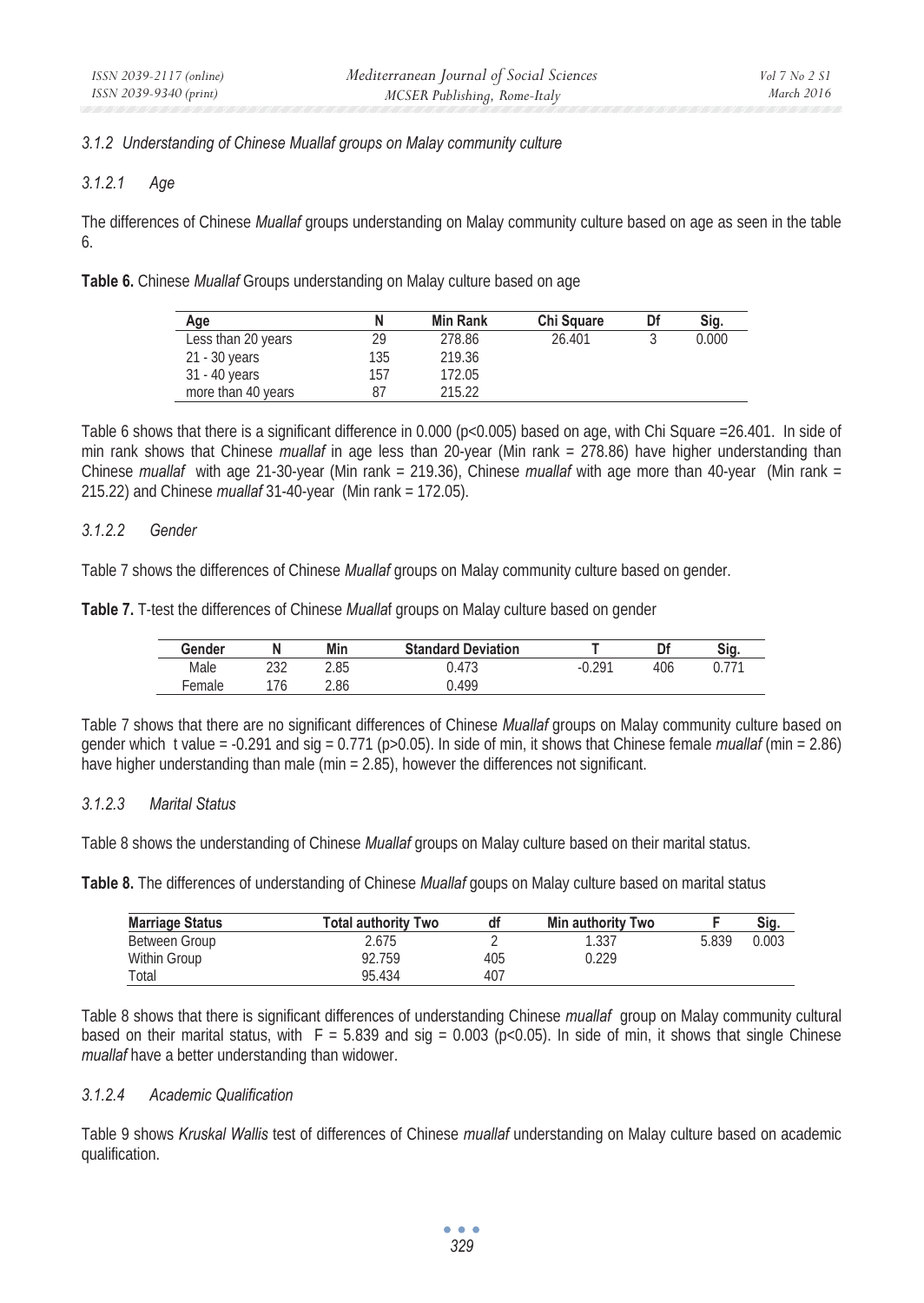### 3.1.2 Understanding of Chinese Muallaf groups on Malay community culture

#### 3.1.2.1 Age

The differences of Chinese *Muallaf* groups understanding on Malay community culture based on age as seen in the table 6.

**Table 6.** Chinese *Muallaf* Groups understanding on Malay culture based on age

| Age | N | Min Rank | Chi Square | Df | Sig. |
|---|---|---|---|---|---|
| Less than 20 years | 29 | 278.86 | 26.401 | 3 | 0.000 |
| 21 - 30 years | 135 | 219.36 | | | |
| 31 - 40 years | 157 | 172.05 | | | |
| more than 40 years | 87 | 215.22 | | | |

Table 6 shows that there is a significant difference in 0.000 ($p<0.005$) based on age, with Chi Square =26.401. In side of min rank shows that Chinese *muallaf* in age less than 20-year (Min rank = 278.86) have higher understanding than Chinese *muallaf* with age 21-30-year (Min rank = 219.36), Chinese *muallaf* with age more than 40-year (Min rank = 215.22) and Chinese *muallaf* 31-40-year (Min rank = 172.05).

#### 3.1.2.2 Gender

Table 7 shows the differences of Chinese *Muallaf* groups on Malay community culture based on gender.

**Table 7.** T-test the differences of Chinese *Mualla*f groups on Malay culture based on gender

| Gender | N | Min | Standard Deviation | T | Df | Sig. |
|---|---|---|---|---|---|---|
| Male | 232 | 2.85 | 0.473 | -0.291 | 406 | 0.771 |
| Female | 176 | 2.86 | 0.499 | | | |

Table 7 shows that there are no significant differences of Chinese *Muallaf* groups on Malay community culture based on gender which t value = -0.291 and sig = 0.771 ($p>0.05$). In side of min, it shows that Chinese female *muallaf* (min = 2.86) have higher understanding than male (min = 2.85), however the differences not significant.

#### 3.1.2.3 Marital Status

Table 8 shows the understanding of Chinese *Muallaf* groups on Malay culture based on their marital status.

**Table 8.** The differences of understanding of Chinese *Muallaf* goups on Malay culture based on marital status

| Marriage Status | Total authority Two | df | Min authority Two | F | Sig. |
|---|---|---|---|---|---|
| Between Group | 2.675 | 2 | 1.337 | 5.839 | 0.003 |
| Within Group | 92.759 | 405 | 0.229 | | |
| Total | 95.434 | 407 | | | |

Table 8 shows that there is significant differences of understanding Chinese *muallaf* group on Malay community cultural based on their marital status, with F = 5.839 and sig = 0.003 ($p<0.05$). In side of min, it shows that single Chinese *muallaf* have a better understanding than widower.

#### 3.1.2.4 Academic Qualification

Table 9 shows *Kruskal Wallis* test of differences of Chinese *muallaf* understanding on Malay culture based on academic qualification.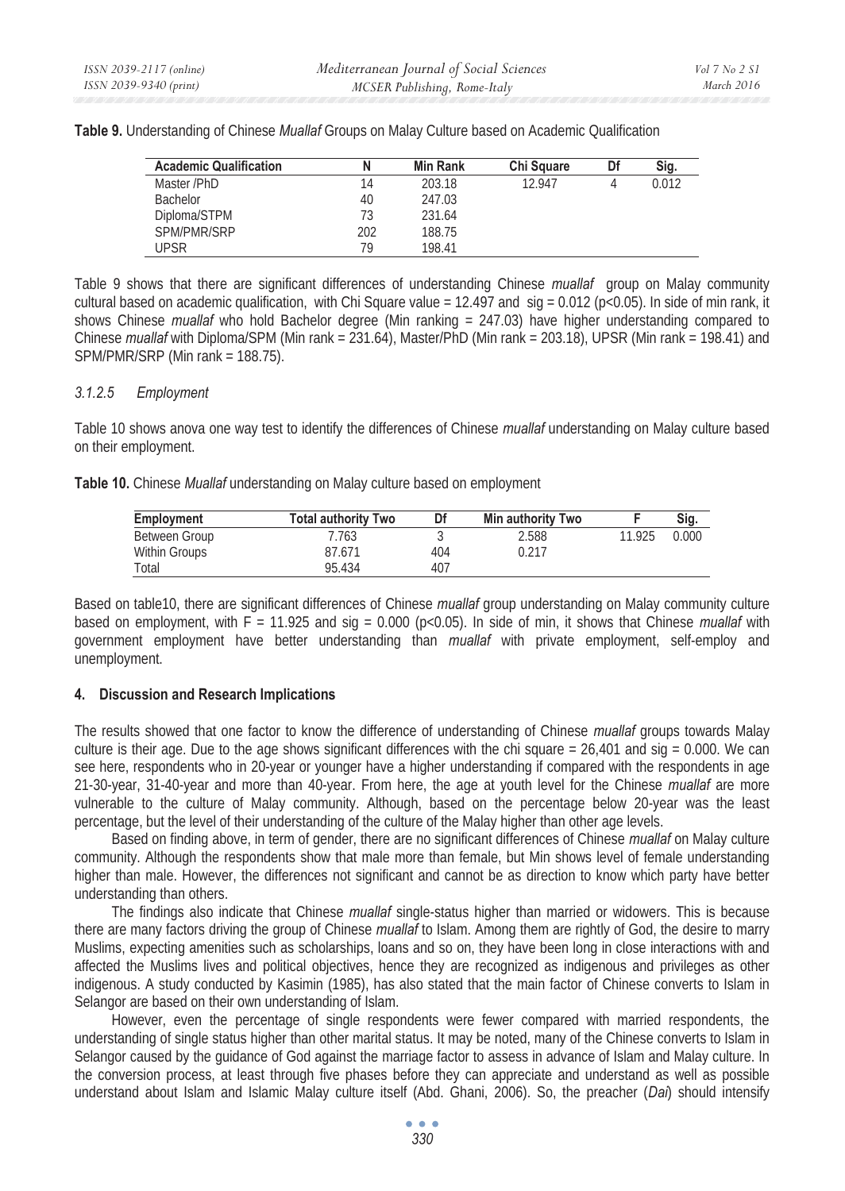**Table 9.** Understanding of Chinese *Muallaf* Groups on Malay Culture based on Academic Qualification

| Academic Qualification | N | Min Rank | Chi Square | Df | Sig. |
|---|---|---|---|---|---|
| Master /PhD | 14 | 203.18 | 12.947 | 4 | 0.012 |
| Bachelor | 40 | 247.03 | | | |
| Diploma/STPM | 73 | 231.64 | | | |
| SPM/PMR/SRP | 202 | 188.75 | | | |
| UPSR | 79 | 198.41 | | | |

Table 9 shows that there are significant differences of understanding Chinese *muallaf* group on Malay community cultural based on academic qualification, with Chi Square value = 12.497 and sig = 0.012 (p<0.05). In side of min rank, it shows Chinese *muallaf* who hold Bachelor degree (Min ranking = 247.03) have higher understanding compared to Chinese *muallaf* with Diploma/SPM (Min rank = 231.64), Master/PhD (Min rank = 203.18), UPSR (Min rank = 198.41) and SPM/PMR/SRP (Min rank = 188.75).

#### *3.1.2.5 Employment*

Table 10 shows anova one way test to identify the differences of Chinese *muallaf* understanding on Malay culture based on their employment.

**Table 10.** Chinese *Muallaf* understanding on Malay culture based on employment

| Employment | Total authority Two | Df | Min authority Two | F | Sig. |
|---|---|---|---|---|---|
| Between Group | 7.763 | 3 | 2.588 | 11.925 | 0.000 |
| Within Groups | 87.671 | 404 | 0.217 | | |
| Total | 95.434 | 407 | | | |

Based on table10, there are significant differences of Chinese *muallaf* group understanding on Malay community culture based on employment, with F = 11.925 and sig = 0.000 (p<0.05). In side of min, it shows that Chinese *muallaf* with government employment have better understanding than *muallaf* with private employment, self-employ and unemployment.

## 4. Discussion and Research Implications

The results showed that one factor to know the difference of understanding of Chinese *muallaf* groups towards Malay culture is their age. Due to the age shows significant differences with the chi square = 26,401 and sig = 0.000. We can see here, respondents who in 20-year or younger have a higher understanding if compared with the respondents in age 21-30-year, 31-40-year and more than 40-year. From here, the age at youth level for the Chinese *muallaf* are more vulnerable to the culture of Malay community. Although, based on the percentage below 20-year was the least percentage, but the level of their understanding of the culture of the Malay higher than other age levels.

Based on finding above, in term of gender, there are no significant differences of Chinese *muallaf* on Malay culture community. Although the respondents show that male more than female, but Min shows level of female understanding higher than male. However, the differences not significant and cannot be as direction to know which party have better understanding than others.

The findings also indicate that Chinese *muallaf* single-status higher than married or widowers. This is because there are many factors driving the group of Chinese *muallaf* to Islam. Among them are rightly of God, the desire to marry Muslims, expecting amenities such as scholarships, loans and so on, they have been long in close interactions with and affected the Muslims lives and political objectives, hence they are recognized as indigenous and privileges as other indigenous. A study conducted by Kasimin (1985), has also stated that the main factor of Chinese converts to Islam in Selangor are based on their own understanding of Islam.

However, even the percentage of single respondents were fewer compared with married respondents, the understanding of single status higher than other marital status. It may be noted, many of the Chinese converts to Islam in Selangor caused by the guidance of God against the marriage factor to assess in advance of Islam and Malay culture. In the conversion process, at least through five phases before they can appreciate and understand as well as possible understand about Islam and Islamic Malay culture itself (Abd. Ghani, 2006). So, the preacher (*Dai*) should intensify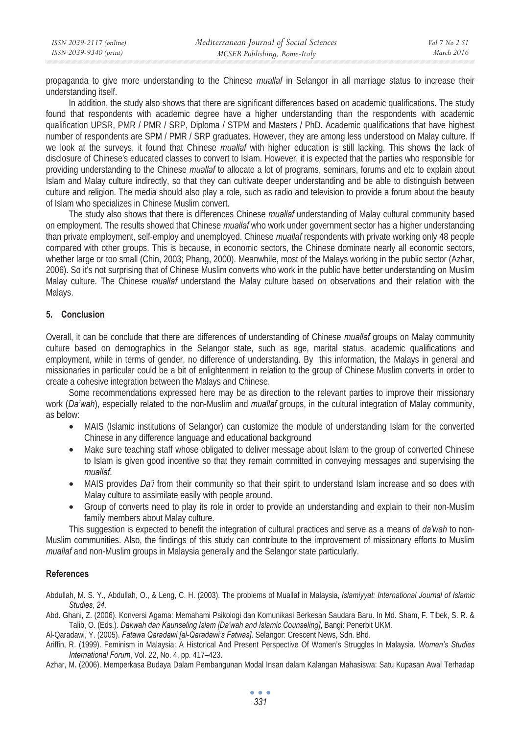propaganda to give more understanding to the Chinese *muallaf* in Selangor in all marriage status to increase their understanding itself.

In addition, the study also shows that there are significant differences based on academic qualifications. The study found that respondents with academic degree have a higher understanding than the respondents with academic qualification UPSR, PMR / PMR / SRP, Diploma / STPM and Masters / PhD. Academic qualifications that have highest number of respondents are SPM / PMR / SRP graduates. However, they are among less understood on Malay culture. If we look at the surveys, it found that Chinese *muallaf* with higher education is still lacking. This shows the lack of disclosure of Chinese's educated classes to convert to Islam. However, it is expected that the parties who responsible for providing understanding to the Chinese *muallaf* to allocate a lot of programs, seminars, forums and etc to explain about Islam and Malay culture indirectly, so that they can cultivate deeper understanding and be able to distinguish between culture and religion. The media should also play a role, such as radio and television to provide a forum about the beauty of Islam who specializes in Chinese Muslim convert.

The study also shows that there is differences Chinese *muallaf* understanding of Malay cultural community based on employment. The results showed that Chinese *muallaf* who work under government sector has a higher understanding than private employment, self-employ and unemployed. Chinese *muallaf* respondents with private working only 48 people compared with other groups. This is because, in economic sectors, the Chinese dominate nearly all economic sectors, whether large or too small (Chin, 2003; Phang, 2000). Meanwhile, most of the Malays working in the public sector (Azhar, 2006). So it's not surprising that of Chinese Muslim converts who work in the public have better understanding on Muslim Malay culture. The Chinese *muallaf* understand the Malay culture based on observations and their relation with the Malays.

## 5. Conclusion

Overall, it can be conclude that there are differences of understanding of Chinese *muallaf* groups on Malay community culture based on demographics in the Selangor state, such as age, marital status, academic qualifications and employment, while in terms of gender, no difference of understanding. By this information, the Malays in general and missionaries in particular could be a bit of enlightenment in relation to the group of Chinese Muslim converts in order to create a cohesive integration between the Malays and Chinese.

Some recommendations expressed here may be as direction to the relevant parties to improve their missionary work (*Da'wah*), especially related to the non-Muslim and *muallaf* groups, in the cultural integration of Malay community, as below:

- MAIS (Islamic institutions of Selangor) can customize the module of understanding Islam for the converted Chinese in any difference language and educational background
- Make sure teaching staff whose obligated to deliver message about Islam to the group of converted Chinese to Islam is given good incentive so that they remain committed in conveying messages and supervising the *muallaf*.
- MAIS provides *Da'i* from their community so that their spirit to understand Islam increase and so does with Malay culture to assimilate easily with people around.
- Group of converts need to play its role in order to provide an understanding and explain to their non-Muslim family members about Malay culture.

This suggestion is expected to benefit the integration of cultural practices and serve as a means of *da'wah* to non-Muslim communities. Also, the findings of this study can contribute to the improvement of missionary efforts to Muslim *muallaf* and non-Muslim groups in Malaysia generally and the Selangor state particularly.

## References

Abdullah, M. S. Y., Abdullah, O., & Leng, C. H. (2003). The problems of Muallaf in Malaysia, *Islamiyyat: International Journal of Islamic Studies*, *24*.

Abd. Ghani, Z. (2006). Konversi Agama: Memahami Psikologi dan Komunikasi Berkesan Saudara Baru. In Md. Sham, F. Tibek, S. R. & Talib, O. (Eds.). *Dakwah dan Kaunseling Islam [Da'wah and Islamic Counseling]*, Bangi: Penerbit UKM.

Al-Qaradawi, Y. (2005). *Fatawa Qaradawi [al-Qaradawi's Fatwas]*. Selangor: Crescent News, Sdn. Bhd.

Ariffin, R. (1999). Feminism in Malaysia: A Historical And Present Perspective Of Women's Struggles In Malaysia. *Women's Studies International Forum*, Vol. 22, No. 4, pp. 417–423.

Azhar, M. (2006). Memperkasa Budaya Dalam Pembangunan Modal Insan dalam Kalangan Mahasiswa: Satu Kupasan Awal Terhadap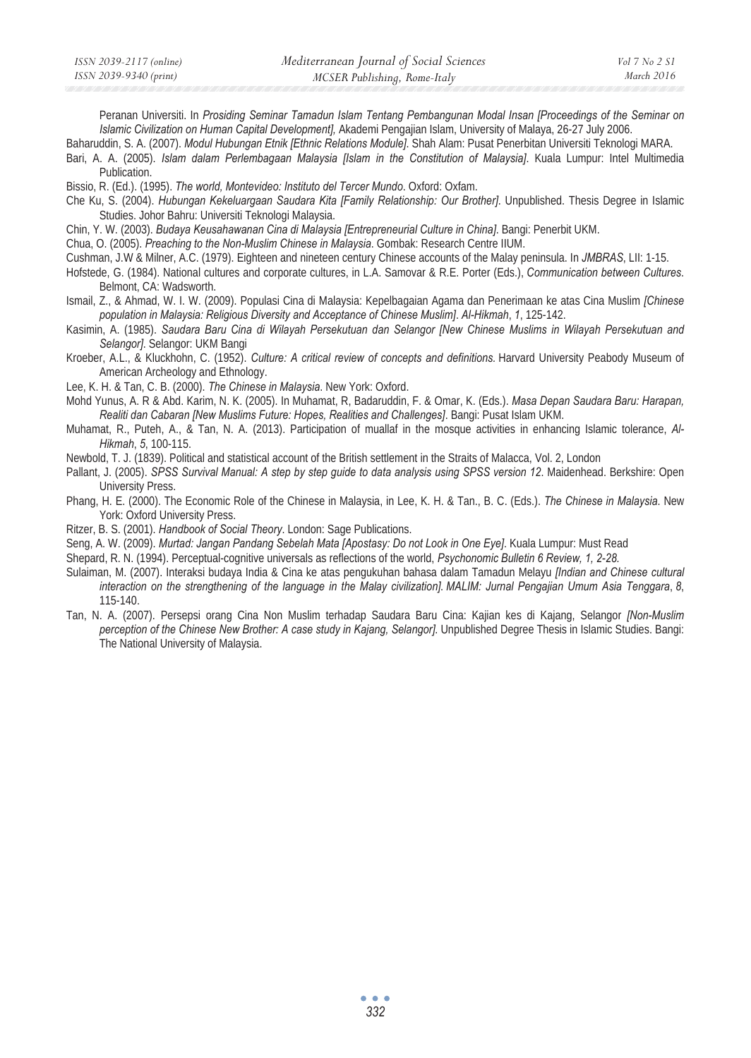Peranan Universiti. In *Prosiding Seminar Tamadun Islam Tentang Pembangunan Modal Insan [Proceedings of the Seminar on Islamic Civilization on Human Capital Development],* Akademi Pengajian Islam, University of Malaya, 26-27 July 2006.

Baharuddin, S. A. (2007). *Modul Hubungan Etnik [Ethnic Relations Module]*. Shah Alam: Pusat Penerbitan Universiti Teknologi MARA.

Bari, A. A. (2005). *Islam dalam Perlembagaan Malaysia [Islam in the Constitution of Malaysia]*. Kuala Lumpur: Intel Multimedia Publication.

Bissio, R. (Ed.). (1995). *The world, Montevideo: Instituto del Tercer Mundo*. Oxford: Oxfam.

Che Ku, S. (2004). *Hubungan Kekeluargaan Saudara Kita [Family Relationship: Our Brother]*. Unpublished. Thesis Degree in Islamic Studies. Johor Bahru: Universiti Teknologi Malaysia.

Chin, Y. W. (2003). *Budaya Keusahawanan Cina di Malaysia [Entrepreneurial Culture in China]*. Bangi: Penerbit UKM.

Chua, O. (2005). *Preaching to the Non-Muslim Chinese in Malaysia*. Gombak: Research Centre IIUM.

Cushman, J.W & Milner, A.C. (1979). Eighteen and nineteen century Chinese accounts of the Malay peninsula. In *JMBRAS*, LII: 1-15.

Hofstede, G. (1984). National cultures and corporate cultures, in L.A. Samovar & R.E. Porter (Eds.), *Communication between Cultures*. Belmont, CA: Wadsworth.

Ismail, Z., & Ahmad, W. I. W. (2009). Populasi Cina di Malaysia: Kepelbagaian Agama dan Penerimaan ke atas Cina Muslim *[Chinese population in Malaysia: Religious Diversity and Acceptance of Chinese Muslim]*. *Al-Hikmah*, *1*, 125-142.

Kasimin, A. (1985). *Saudara Baru Cina di Wilayah Persekutuan dan Selangor [New Chinese Muslims in Wilayah Persekutuan and Selangor]*. Selangor: UKM Bangi

Kroeber, A.L., & Kluckhohn, C. (1952). *Culture: A critical review of concepts and definitions.* Harvard University Peabody Museum of American Archeology and Ethnology.

Lee, K. H. & Tan, C. B. (2000). *The Chinese in Malaysia*. New York: Oxford.

Mohd Yunus, A. R & Abd. Karim, N. K. (2005). In Muhamat, R, Badaruddin, F. & Omar, K. (Eds.). *Masa Depan Saudara Baru: Harapan, Realiti dan Cabaran [New Muslims Future: Hopes, Realities and Challenges]*. Bangi: Pusat Islam UKM.

Muhamat, R., Puteh, A., & Tan, N. A. (2013). Participation of muallaf in the mosque activities in enhancing Islamic tolerance, *Al-Hikmah*, *5*, 100-115.

Newbold, T. J. (1839). Political and statistical account of the British settlement in the Straits of Malacca, Vol. 2, London

Pallant, J. (2005). *SPSS Survival Manual: A step by step guide to data analysis using SPSS version 12*. Maidenhead. Berkshire: Open University Press.

Phang, H. E. (2000). The Economic Role of the Chinese in Malaysia, in Lee, K. H. & Tan., B. C. (Eds.). *The Chinese in Malaysia*. New York: Oxford University Press.

Ritzer, B. S. (2001). *Handbook of Social Theory*. London: Sage Publications.

Seng, A. W. (2009). *Murtad: Jangan Pandang Sebelah Mata [Apostasy: Do not Look in One Eye]*. Kuala Lumpur: Must Read

Shepard, R. N. (1994). Perceptual-cognitive universals as reflections of the world, *Psychonomic Bulletin 6 Review, 1, 2-28.*

Sulaiman, M. (2007). Interaksi budaya India & Cina ke atas pengukuhan bahasa dalam Tamadun Melayu *[Indian and Chinese cultural interaction on the strengthening of the language in the Malay civilization]. MALIM: Jurnal Pengajian Umum Asia Tenggara*, *8*, 115-140.

Tan, N. A. (2007). Persepsi orang Cina Non Muslim terhadap Saudara Baru Cina: Kajian kes di Kajang, Selangor *[Non-Muslim perception of the Chinese New Brother: A case study in Kajang, Selangor]*. Unpublished Degree Thesis in Islamic Studies. Bangi: The National University of Malaysia.